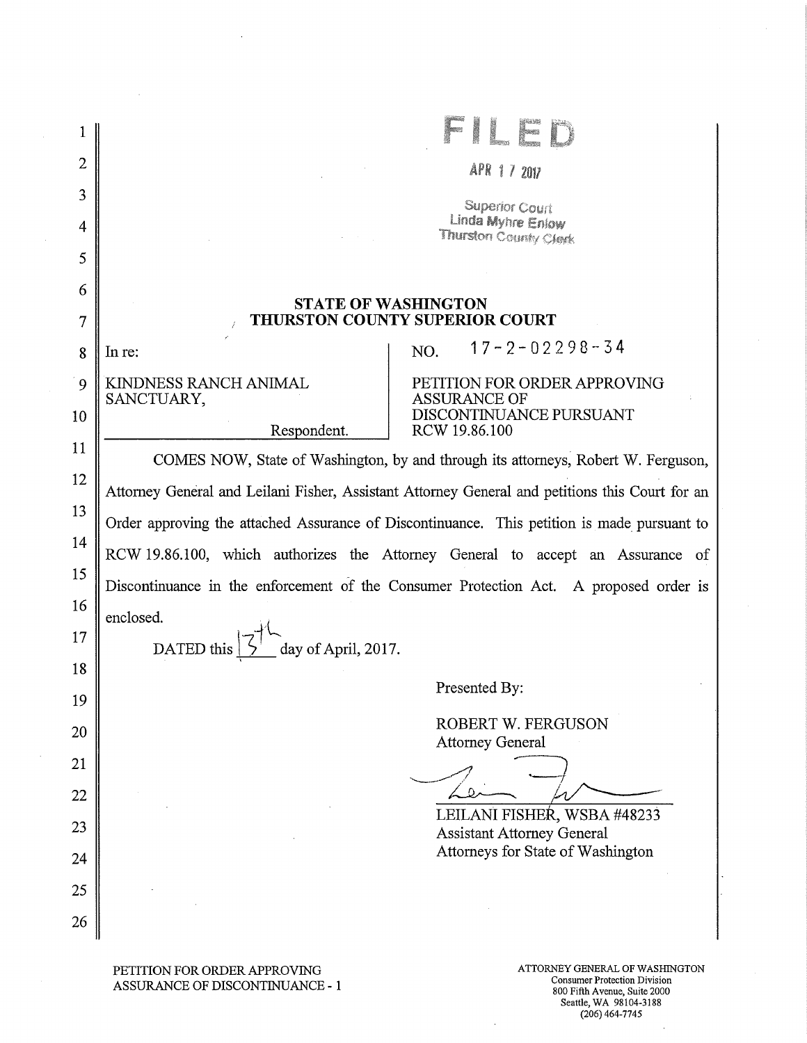FILED

APR 17 2017

Superior Court
Linda Myhre Enlow
Thurston County Clerk

## STATE OF WASHINGTON
## THURSTON COUNTY SUPERIOR COURT

| In re: | NO. 17-2-02298-34 |
| --- | --- |
| KINDNESS RANCH ANIMAL SANCTUARY, Respondent. | PETITION FOR ORDER APPROVING ASSURANCE OF DISCONTINUANCE PURSUANT RCW 19.86.100 |

COMES NOW, State of Washington, by and through its attorneys, Robert W. Ferguson, Attorney General and Leilani Fisher, Assistant Attorney General and petitions this Court for an Order approving the attached Assurance of Discontinuance. This petition is made pursuant to RCW 19.86.100, which authorizes the Attorney General to accept an Assurance of Discontinuance in the enforcement of the Consumer Protection Act. A proposed order is enclosed.

DATED this 13th day of April, 2017.

Presented By:

ROBERT W. FERGUSON
Attorney General

LEILANI FISHER, WSBA #48233
Assistant Attorney General
Attorneys for State of Washington

PETITION FOR ORDER APPROVING ASSURANCE OF DISCONTINUANCE - 1

ATTORNEY GENERAL OF WASHINGTON
Consumer Protection Division
800 Fifth Avenue, Suite 2000
Seattle, WA 98104-3188
(206) 464-7745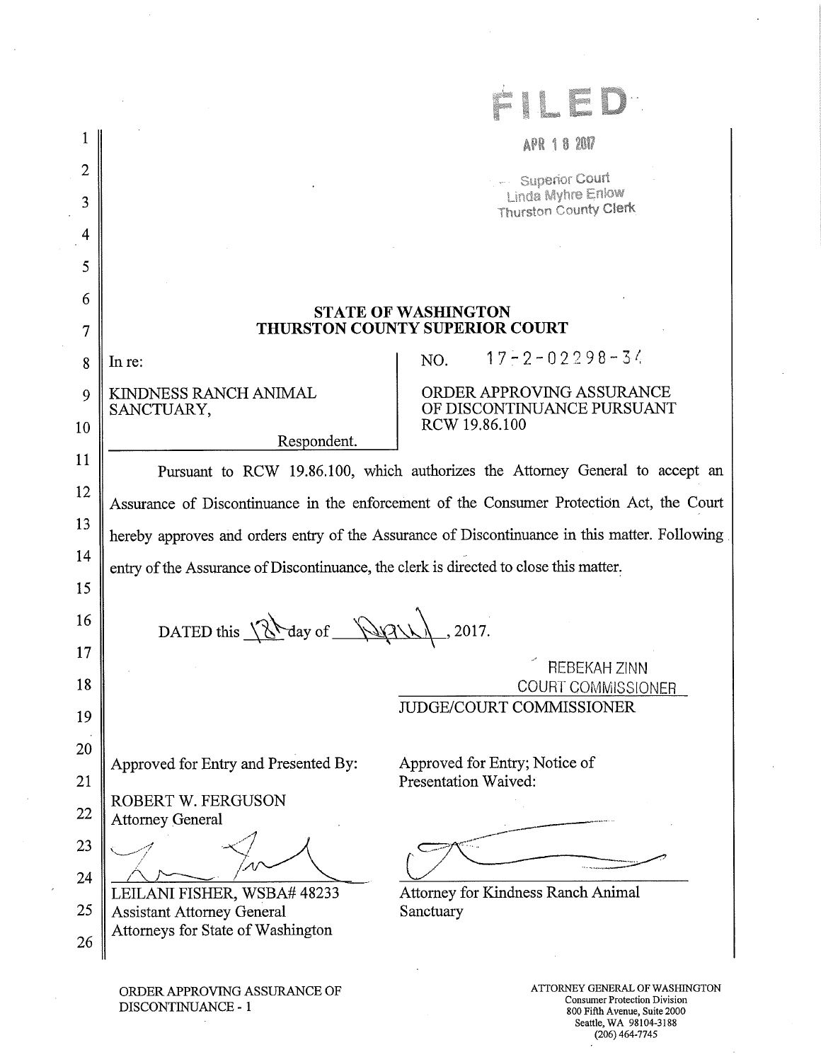FILED

APR 18 2017

Superior Court
Linda Myhre Enlow
Thurston County Clerk

**STATE OF WASHINGTON**
**THURSTON COUNTY SUPERIOR COURT**

| In re: KINDNESS RANCH ANIMAL SANCTUARY, Respondent. | NO. 17-2-02298-34 ORDER APPROVING ASSURANCE OF DISCONTINUANCE PURSUANT RCW 19.86.100 |
|---|---|

Pursuant to RCW 19.86.100, which authorizes the Attorney General to accept an Assurance of Discontinuance in the enforcement of the Consumer Protection Act, the Court hereby approves and orders entry of the Assurance of Discontinuance in this matter. Following entry of the Assurance of Discontinuance, the clerk is directed to close this matter.

DATED this 18 day of April, 2017.

REBEKAH ZINN
COURT COMMISSIONER
JUDGE/COURT COMMISSIONER

Approved for Entry and Presented By:

ROBERT W. FERGUSON
Attorney General

LEILANI FISHER, WSBA# 48233
Assistant Attorney General
Attorneys for State of Washington

Approved for Entry; Notice of Presentation Waived:

Attorney for Kindness Ranch Animal Sanctuary

ORDER APPROVING ASSURANCE OF DISCONTINUANCE - 1

ATTORNEY GENERAL OF WASHINGTON
Consumer Protection Division
800 Fifth Avenue, Suite 2000
Seattle, WA 98104-3188
(206) 464-7745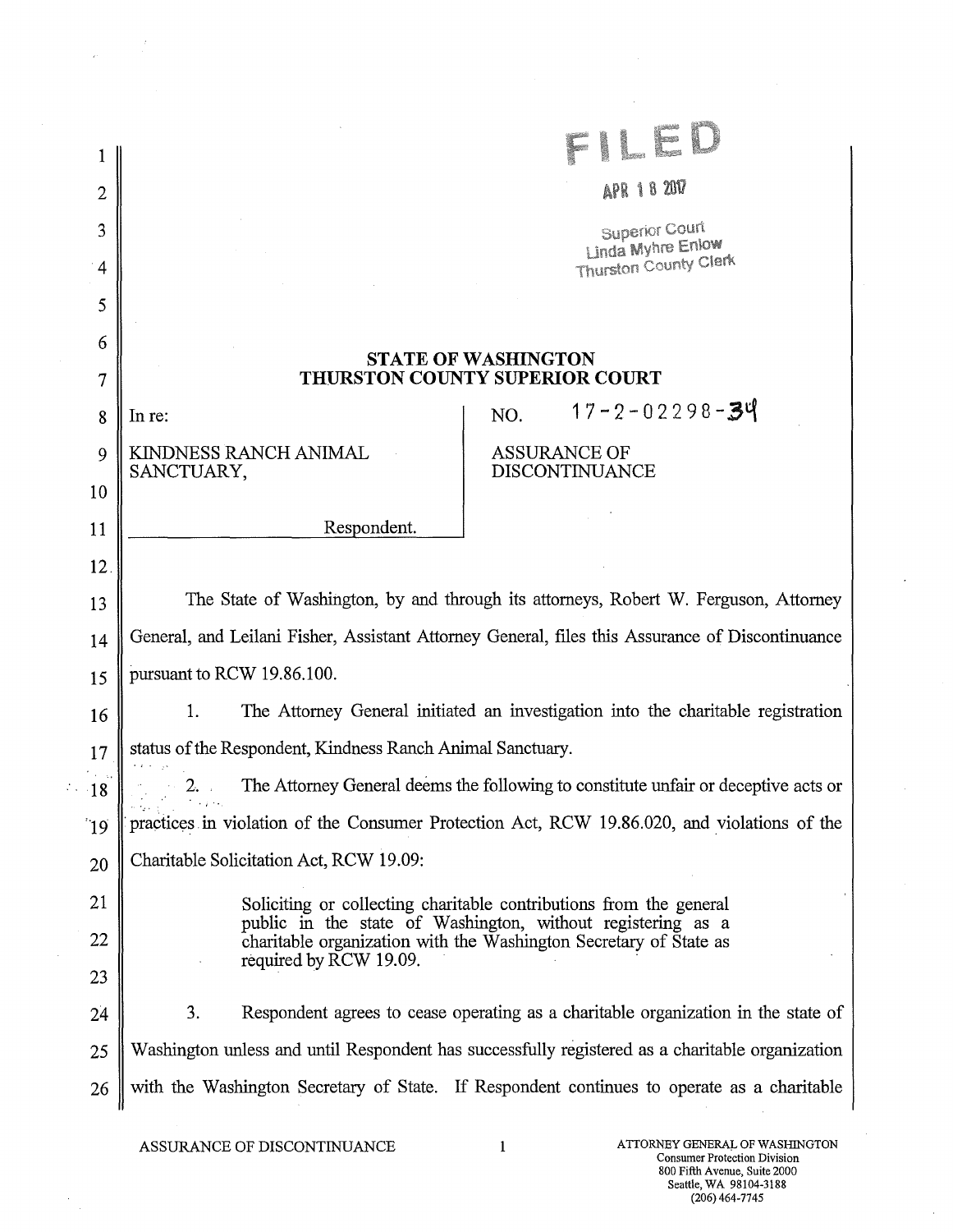FILED

APR 18 2017

Superior Court
Linda Myhre Enlow
Thurston County Clerk

**STATE OF WASHINGTON**
**THURSTON COUNTY SUPERIOR COURT**

| In re: KINDNESS RANCH ANIMAL SANCTUARY, Respondent. | NO. 17-2-02298-34 ASSURANCE OF DISCONTINUANCE |
|---|---|

The State of Washington, by and through its attorneys, Robert W. Ferguson, Attorney General, and Leilani Fisher, Assistant Attorney General, files this Assurance of Discontinuance pursuant to RCW 19.86.100.

1. The Attorney General initiated an investigation into the charitable registration status of the Respondent, Kindness Ranch Animal Sanctuary.

2. The Attorney General deems the following to constitute unfair or deceptive acts or practices in violation of the Consumer Protection Act, RCW 19.86.020, and violations of the Charitable Solicitation Act, RCW 19.09:

> Soliciting or collecting charitable contributions from the general public in the state of Washington, without registering as a charitable organization with the Washington Secretary of State as required by RCW 19.09.

3. Respondent agrees to cease operating as a charitable organization in the state of Washington unless and until Respondent has successfully registered as a charitable organization with the Washington Secretary of State. If Respondent continues to operate as a charitable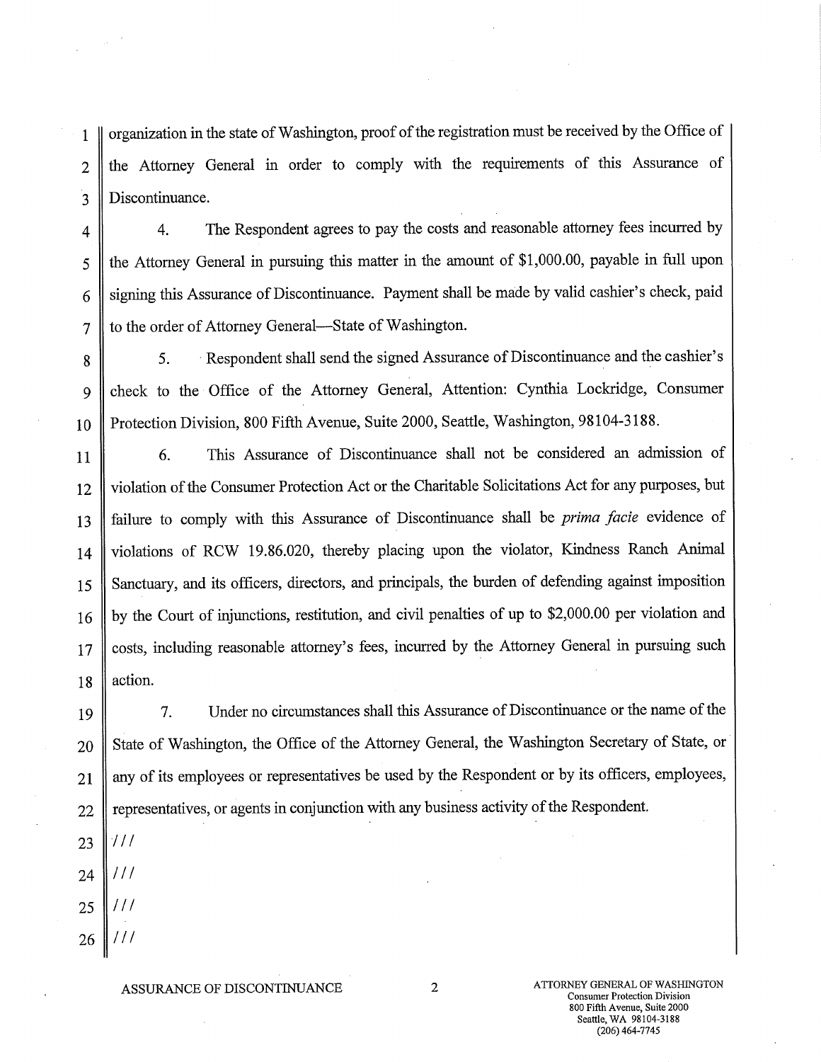organization in the state of Washington, proof of the registration must be received by the Office of the Attorney General in order to comply with the requirements of this Assurance of Discontinuance.

4. The Respondent agrees to pay the costs and reasonable attorney fees incurred by the Attorney General in pursuing this matter in the amount of $1,000.00, payable in full upon signing this Assurance of Discontinuance. Payment shall be made by valid cashier's check, paid to the order of Attorney General—State of Washington.

5. Respondent shall send the signed Assurance of Discontinuance and the cashier's check to the Office of the Attorney General, Attention: Cynthia Lockridge, Consumer Protection Division, 800 Fifth Avenue, Suite 2000, Seattle, Washington, 98104-3188.

6. This Assurance of Discontinuance shall not be considered an admission of violation of the Consumer Protection Act or the Charitable Solicitations Act for any purposes, but failure to comply with this Assurance of Discontinuance shall be *prima facie* evidence of violations of RCW 19.86.020, thereby placing upon the violator, Kindness Ranch Animal Sanctuary, and its officers, directors, and principals, the burden of defending against imposition by the Court of injunctions, restitution, and civil penalties of up to $2,000.00 per violation and costs, including reasonable attorney's fees, incurred by the Attorney General in pursuing such action.

7. Under no circumstances shall this Assurance of Discontinuance or the name of the State of Washington, the Office of the Attorney General, the Washington Secretary of State, or any of its employees or representatives be used by the Respondent or by its officers, employees, representatives, or agents in conjunction with any business activity of the Respondent.

///

///

///

///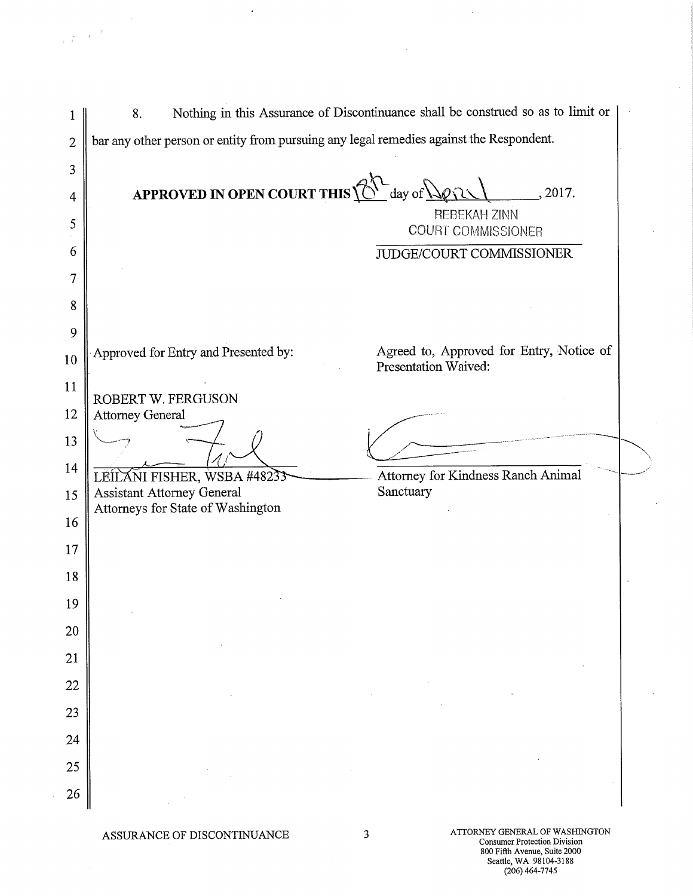8. Nothing in this Assurance of Discontinuance shall be construed so as to limit or bar any other person or entity from pursuing any legal remedies against the Respondent.

**APPROVED IN OPEN COURT THIS** 18th day of April, 2017.

REBEKAH ZINN
COURT COMMISSIONER

JUDGE/COURT COMMISSIONER

Approved for Entry and Presented by:

ROBERT W. FERGUSON
Attorney General

LEILANI FISHER, WSBA #48233
Assistant Attorney General
Attorneys for State of Washington

Agreed to, Approved for Entry, Notice of Presentation Waived:

Attorney for Kindness Ranch Animal Sanctuary

ASSURANCE OF DISCONTINUANCE

ATTORNEY GENERAL OF WASHINGTON
Consumer Protection Division
800 Fifth Avenue, Suite 2000
Seattle, WA 98104-3188
(206) 464-7745